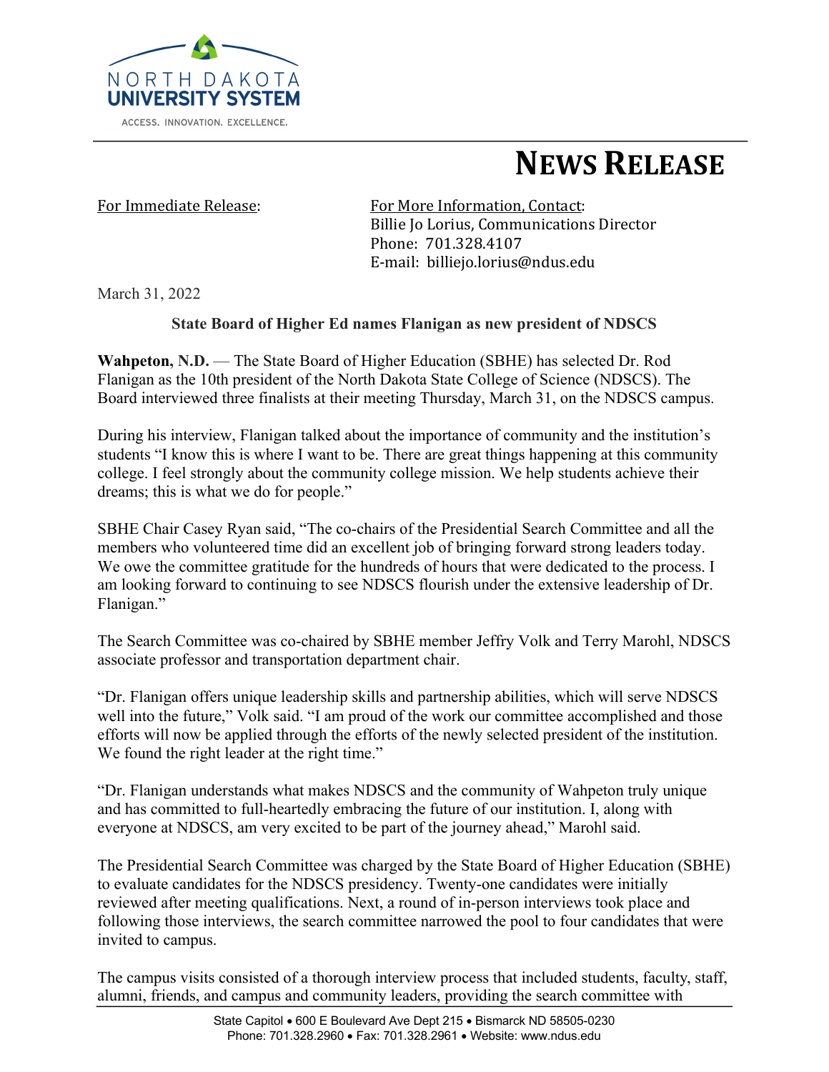NORTH DAKOTA
UNIVERSITY SYSTEM
ACCESS. INNOVATION. EXCELLENCE.

# NEWS RELEASE

For Immediate Release:

For More Information, Contact:
Billie Jo Lorius, Communications Director
Phone: 701.328.4107
E-mail: billiejo.lorius@ndus.edu

March 31, 2022

**State Board of Higher Ed names Flanigan as new president of NDSCS**

**Wahpeton, N.D.** — The State Board of Higher Education (SBHE) has selected Dr. Rod Flanigan as the 10th president of the North Dakota State College of Science (NDSCS). The Board interviewed three finalists at their meeting Thursday, March 31, on the NDSCS campus.

During his interview, Flanigan talked about the importance of community and the institution's students "I know this is where I want to be. There are great things happening at this community college. I feel strongly about the community college mission. We help students achieve their dreams; this is what we do for people."

SBHE Chair Casey Ryan said, "The co-chairs of the Presidential Search Committee and all the members who volunteered time did an excellent job of bringing forward strong leaders today. We owe the committee gratitude for the hundreds of hours that were dedicated to the process. I am looking forward to continuing to see NDSCS flourish under the extensive leadership of Dr. Flanigan."

The Search Committee was co-chaired by SBHE member Jeffry Volk and Terry Marohl, NDSCS associate professor and transportation department chair.

"Dr. Flanigan offers unique leadership skills and partnership abilities, which will serve NDSCS well into the future," Volk said. "I am proud of the work our committee accomplished and those efforts will now be applied through the efforts of the newly selected president of the institution. We found the right leader at the right time."

"Dr. Flanigan understands what makes NDSCS and the community of Wahpeton truly unique and has committed to full-heartedly embracing the future of our institution. I, along with everyone at NDSCS, am very excited to be part of the journey ahead," Marohl said.

The Presidential Search Committee was charged by the State Board of Higher Education (SBHE) to evaluate candidates for the NDSCS presidency. Twenty-one candidates were initially reviewed after meeting qualifications. Next, a round of in-person interviews took place and following those interviews, the search committee narrowed the pool to four candidates that were invited to campus.

The campus visits consisted of a thorough interview process that included students, faculty, staff, alumni, friends, and campus and community leaders, providing the search committee with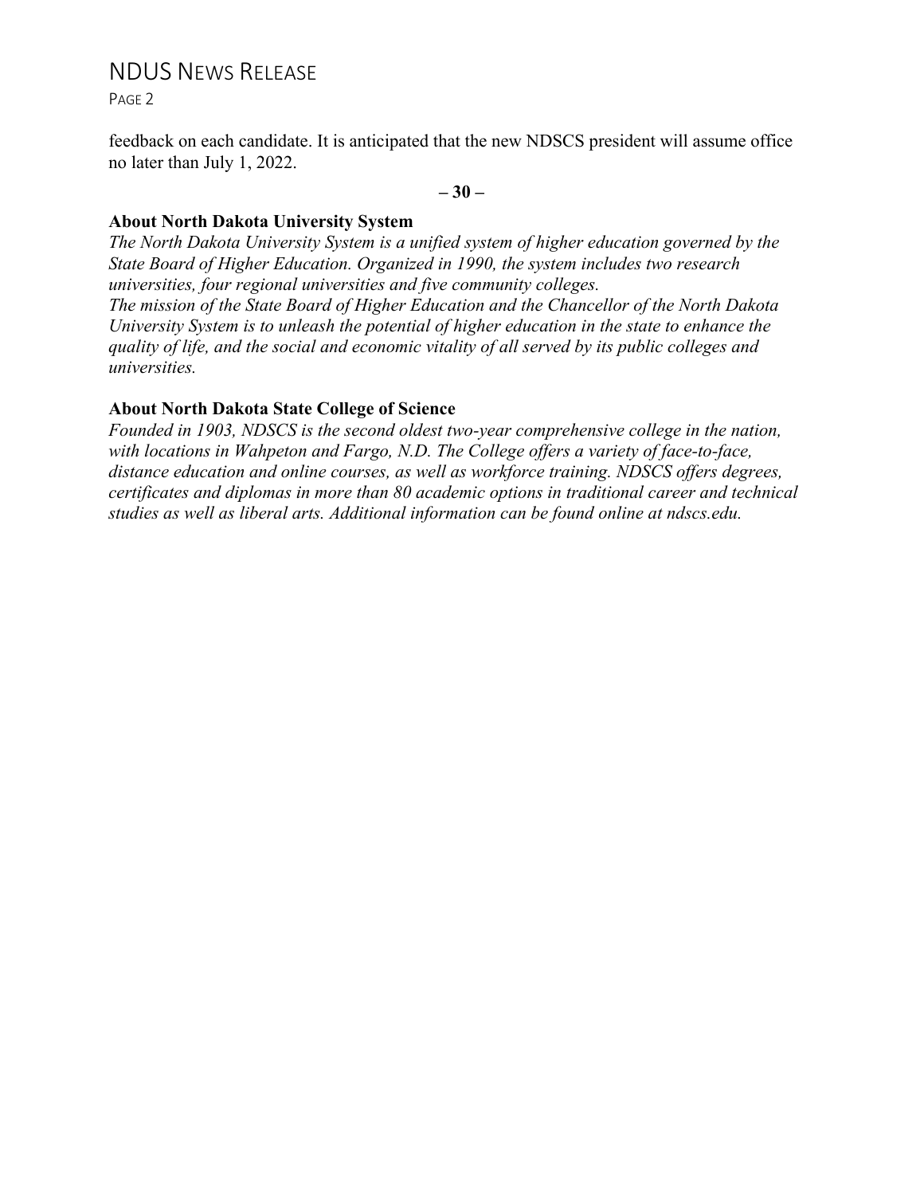feedback on each candidate. It is anticipated that the new NDSCS president will assume office no later than July 1, 2022.

**– 30 –**

**About North Dakota University System**

*The North Dakota University System is a unified system of higher education governed by the State Board of Higher Education. Organized in 1990, the system includes two research universities, four regional universities and five community colleges.*

*The mission of the State Board of Higher Education and the Chancellor of the North Dakota University System is to unleash the potential of higher education in the state to enhance the quality of life, and the social and economic vitality of all served by its public colleges and universities.*

**About North Dakota State College of Science**

*Founded in 1903, NDSCS is the second oldest two-year comprehensive college in the nation, with locations in Wahpeton and Fargo, N.D. The College offers a variety of face-to-face, distance education and online courses, as well as workforce training. NDSCS offers degrees, certificates and diplomas in more than 80 academic options in traditional career and technical studies as well as liberal arts. Additional information can be found online at ndscs.edu.*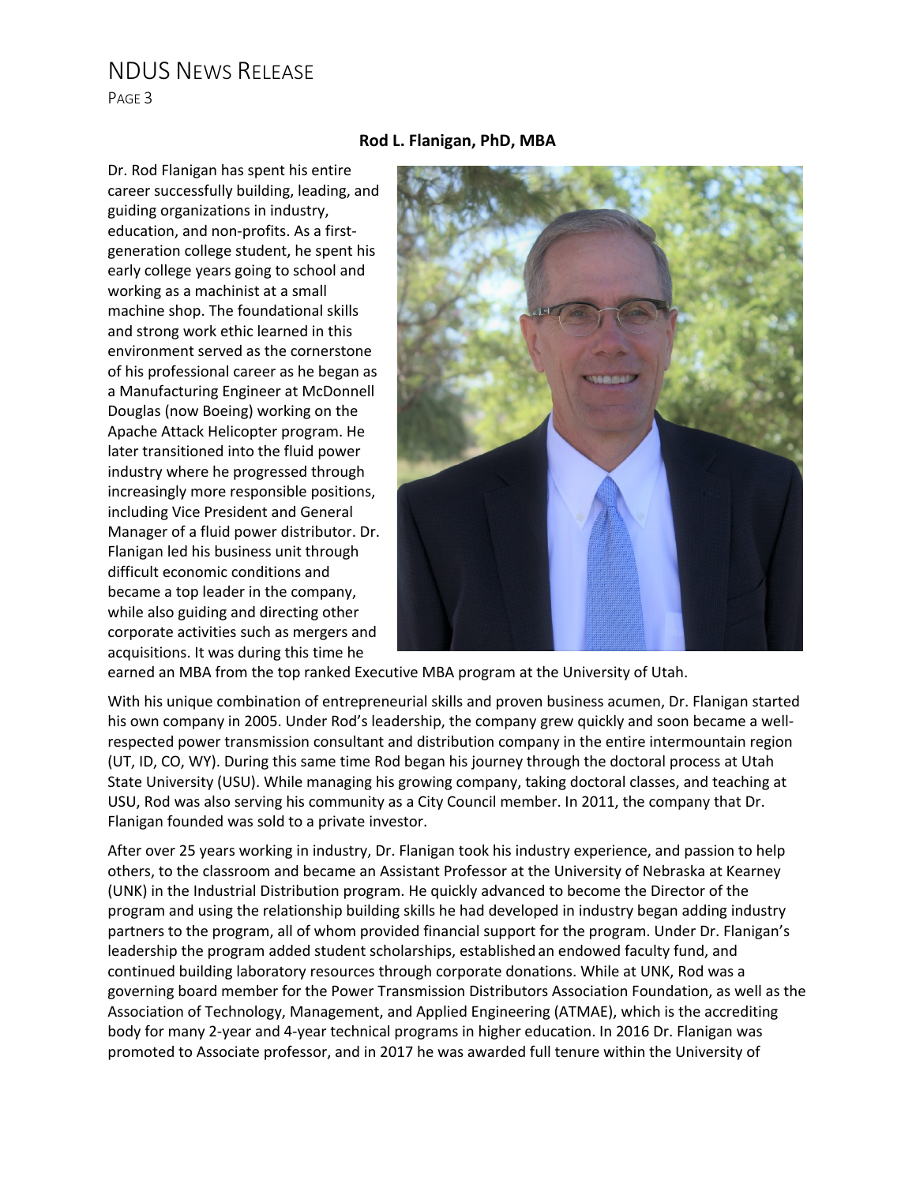**Rod L. Flanigan, PhD, MBA**

Dr. Rod Flanigan has spent his entire career successfully building, leading, and guiding organizations in industry, education, and non-profits. As a first-generation college student, he spent his early college years going to school and working as a machinist at a small machine shop. The foundational skills and strong work ethic learned in this environment served as the cornerstone of his professional career as he began as a Manufacturing Engineer at McDonnell Douglas (now Boeing) working on the Apache Attack Helicopter program. He later transitioned into the fluid power industry where he progressed through increasingly more responsible positions, including Vice President and General Manager of a fluid power distributor. Dr. Flanigan led his business unit through difficult economic conditions and became a top leader in the company, while also guiding and directing other corporate activities such as mergers and acquisitions. It was during this time he earned an MBA from the top ranked Executive MBA program at the University of Utah.

With his unique combination of entrepreneurial skills and proven business acumen, Dr. Flanigan started his own company in 2005. Under Rod's leadership, the company grew quickly and soon became a well-respected power transmission consultant and distribution company in the entire intermountain region (UT, ID, CO, WY). During this same time Rod began his journey through the doctoral process at Utah State University (USU). While managing his growing company, taking doctoral classes, and teaching at USU, Rod was also serving his community as a City Council member. In 2011, the company that Dr. Flanigan founded was sold to a private investor.

After over 25 years working in industry, Dr. Flanigan took his industry experience, and passion to help others, to the classroom and became an Assistant Professor at the University of Nebraska at Kearney (UNK) in the Industrial Distribution program. He quickly advanced to become the Director of the program and using the relationship building skills he had developed in industry began adding industry partners to the program, all of whom provided financial support for the program. Under Dr. Flanigan's leadership the program added student scholarships, established an endowed faculty fund, and continued building laboratory resources through corporate donations. While at UNK, Rod was a governing board member for the Power Transmission Distributors Association Foundation, as well as the Association of Technology, Management, and Applied Engineering (ATMAE), which is the accrediting body for many 2-year and 4-year technical programs in higher education. In 2016 Dr. Flanigan was promoted to Associate professor, and in 2017 he was awarded full tenure within the University of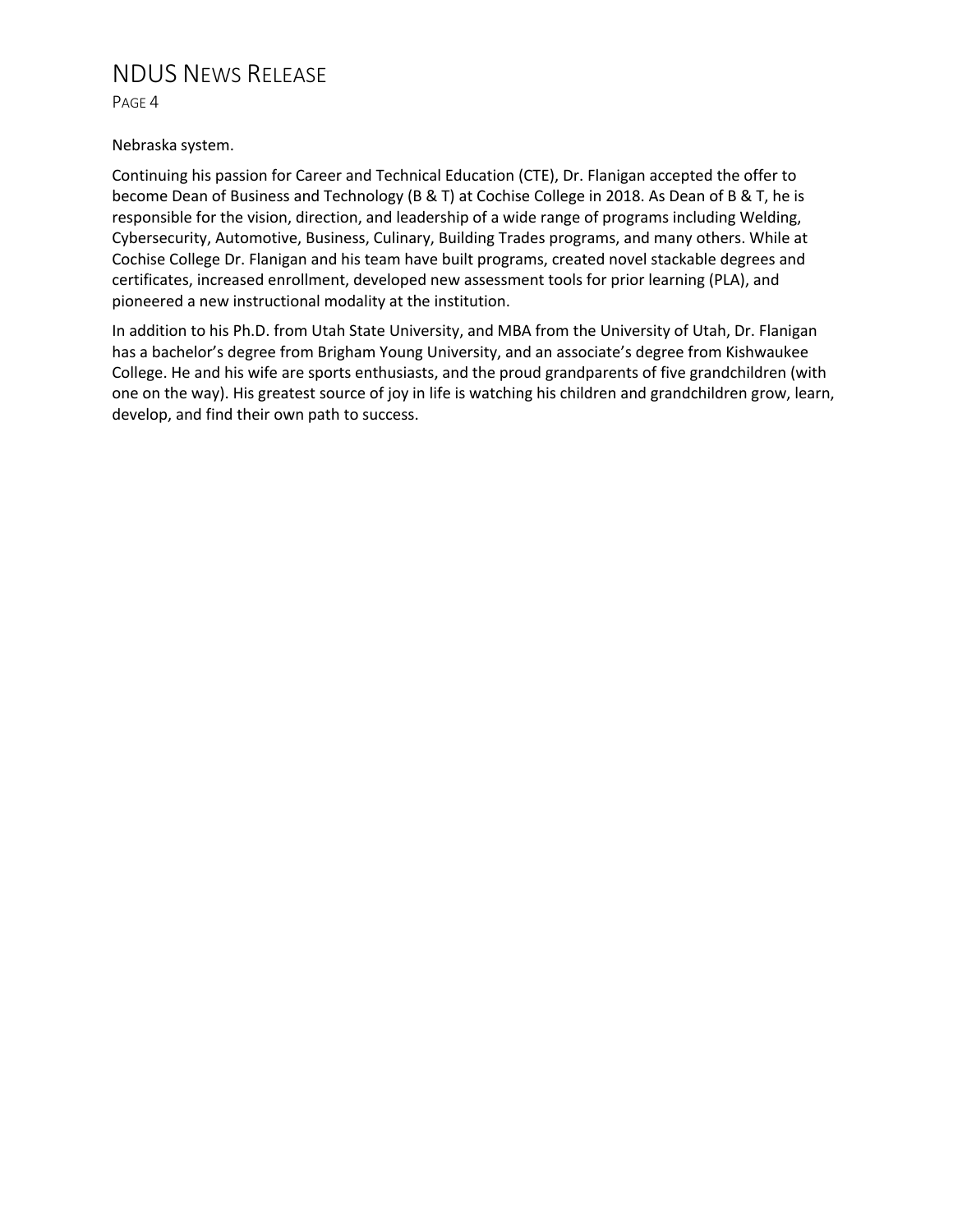Nebraska system.

Continuing his passion for Career and Technical Education (CTE), Dr. Flanigan accepted the offer to become Dean of Business and Technology (B & T) at Cochise College in 2018. As Dean of B & T, he is responsible for the vision, direction, and leadership of a wide range of programs including Welding, Cybersecurity, Automotive, Business, Culinary, Building Trades programs, and many others. While at Cochise College Dr. Flanigan and his team have built programs, created novel stackable degrees and certificates, increased enrollment, developed new assessment tools for prior learning (PLA), and pioneered a new instructional modality at the institution.

In addition to his Ph.D. from Utah State University, and MBA from the University of Utah, Dr. Flanigan has a bachelor's degree from Brigham Young University, and an associate's degree from Kishwaukee College. He and his wife are sports enthusiasts, and the proud grandparents of five grandchildren (with one on the way). His greatest source of joy in life is watching his children and grandchildren grow, learn, develop, and find their own path to success.